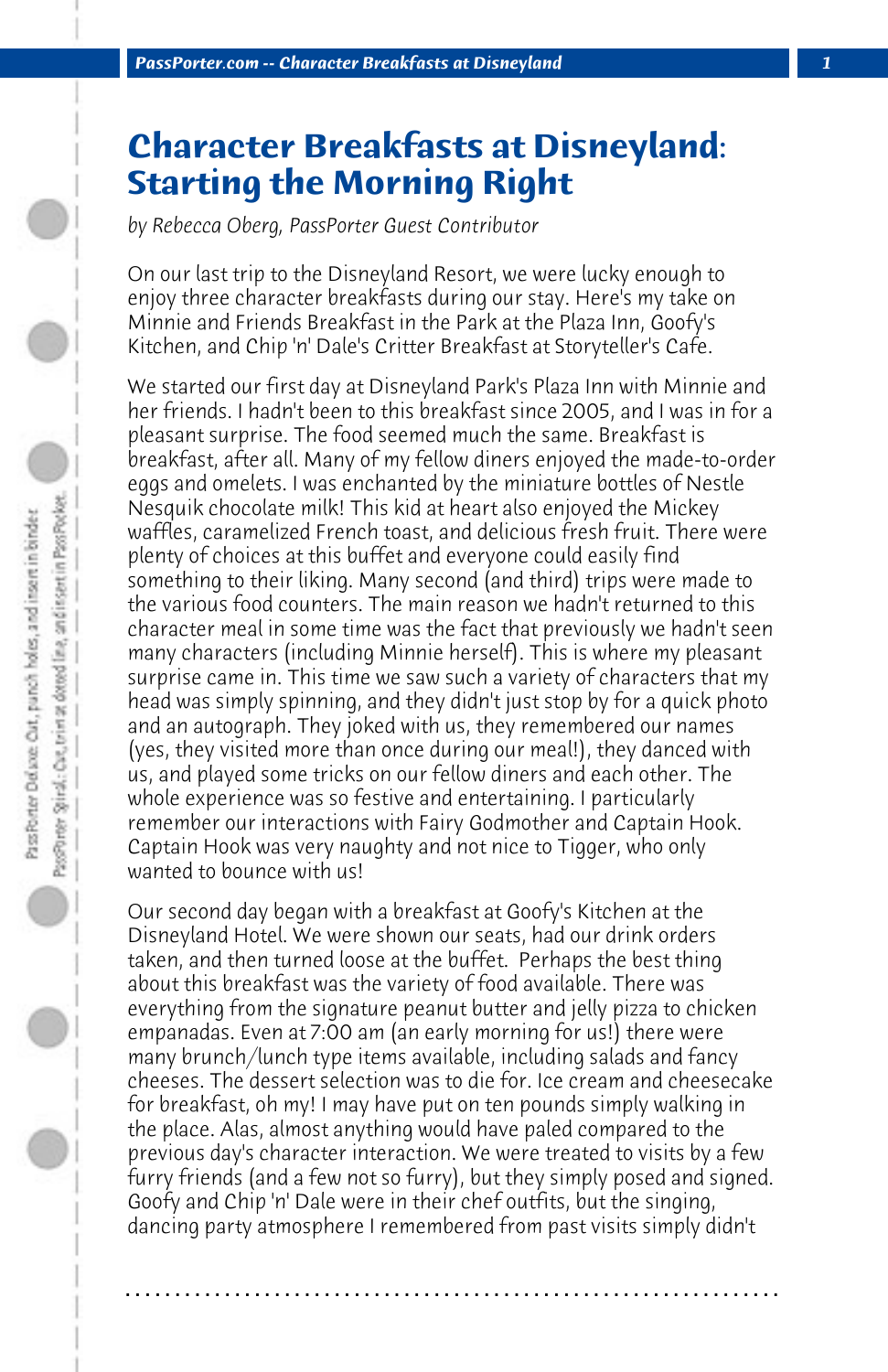# Character Breakfasts at Disneyland: Starting the Morning Right

*by Rebecca Oberg, PassPorter Guest Contributor*

On our last trip to the Disneyland Resort, we were lucky enough to enjoy three character breakfasts during our stay. Here's my take on Minnie and Friends Breakfast in the Park at the Plaza Inn, Goofy's Kitchen, and Chip 'n' Dale's Critter Breakfast at Storyteller's Cafe.

We started our first day at Disneyland Park's Plaza Inn with Minnie and her friends. I hadn't been to this breakfast since 2005, and I was in for a pleasant surprise. The food seemed much the same. Breakfast is breakfast, after all. Many of my fellow diners enjoyed the made-to-order eggs and omelets. I was enchanted by the miniature bottles of Nestle Nesquik chocolate milk! This kid at heart also enjoyed the Mickey waffles, caramelized French toast, and delicious fresh fruit. There were plenty of choices at this buffet and everyone could easily find something to their liking. Many second (and third) trips were made to the various food counters. The main reason we hadn't returned to this character meal in some time was the fact that previously we hadn't seen many characters (including Minnie herself). This is where my pleasant surprise came in. This time we saw such a variety of characters that my head was simply spinning, and they didn't just stop by for a quick photo and an autograph. They joked with us, they remembered our names (yes, they visited more than once during our meal!), they danced with us, and played some tricks on our fellow diners and each other. The whole experience was so festive and entertaining. I particularly remember our interactions with Fairy Godmother and Captain Hook. Captain Hook was very naughty and not nice to Tigger, who only wanted to bounce with us!

Our second day began with a breakfast at Goofy's Kitchen at the Disneyland Hotel. We were shown our seats, had our drink orders taken, and then turned loose at the buffet. Perhaps the best thing about this breakfast was the variety of food available. There was everything from the signature peanut butter and jelly pizza to chicken empanadas. Even at 7:00 am (an early morning for us!) there were many brunch/lunch type items available, including salads and fancy cheeses. The dessert selection was to die for. Ice cream and cheesecake for breakfast, oh my! I may have put on ten pounds simply walking in the place. Alas, almost anything would have paled compared to the previous day's character interaction. We were treated to visits by a few furry friends (and a few not so furry), but they simply posed and signed. Goofy and Chip 'n' Dale were in their chef outfits, but the singing, dancing party atmosphere I remembered from past visits simply didn't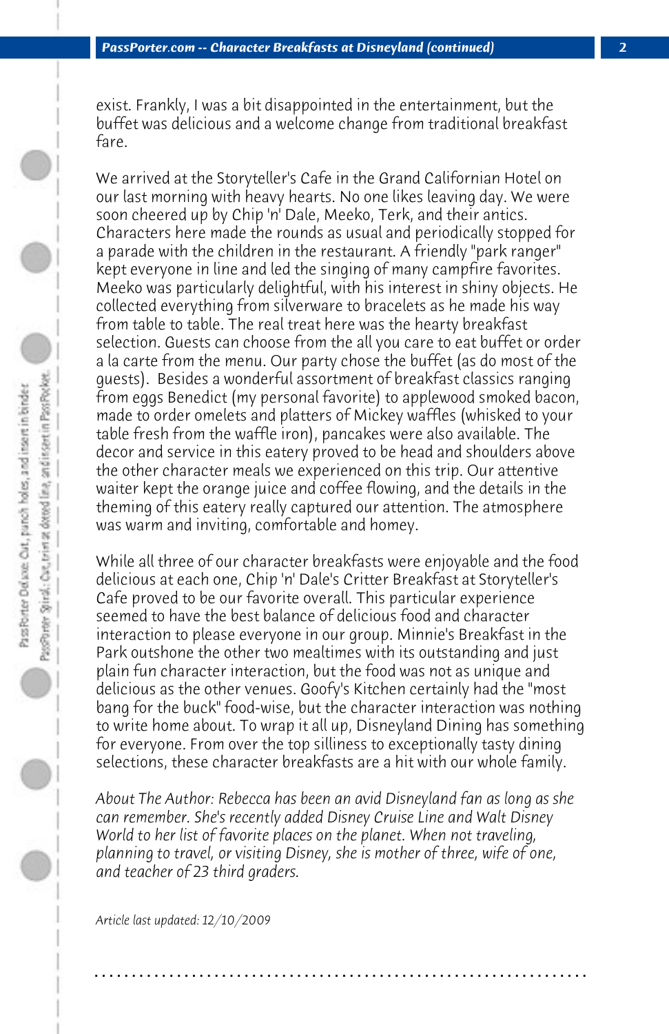exist. Frankly, I was a bit disappointed in the entertainment, but the buffet was delicious and a welcome change from traditional breakfast fare.

We arrived at the Storyteller's Cafe in the Grand Californian Hotel on our last morning with heavy hearts. No one likes leaving day. We were soon cheered up by Chip 'n' Dale, Meeko, Terk, and their antics. Characters here made the rounds as usual and periodically stopped for a parade with the children in the restaurant. A friendly "park ranger" kept everyone in line and led the singing of many campfire favorites. Meeko was particularly delightful, with his interest in shiny objects. He collected everything from silverware to bracelets as he made his way from table to table. The real treat here was the hearty breakfast selection. Guests can choose from the all you care to eat buffet or order a la carte from the menu. Our party chose the buffet (as do most of the guests). Besides a wonderful assortment of breakfast classics ranging from eggs Benedict (my personal favorite) to applewood smoked bacon, made to order omelets and platters of Mickey waffles (whisked to your table fresh from the waffle iron), pancakes were also available. The decor and service in this eatery proved to be head and shoulders above the other character meals we experienced on this trip. Our attentive waiter kept the orange juice and coffee flowing, and the details in the theming of this eatery really captured our attention. The atmosphere was warm and inviting, comfortable and homey.

While all three of our character breakfasts were enjoyable and the food delicious at each one, Chip 'n' Dale's Critter Breakfast at Storyteller's Cafe proved to be our favorite overall. This particular experience seemed to have the best balance of delicious food and character interaction to please everyone in our group. Minnie's Breakfast in the Park outshone the other two mealtimes with its outstanding and just plain fun character interaction, but the food was not as unique and delicious as the other venues. Goofy's Kitchen certainly had the "most bang for the buck" food-wise, but the character interaction was nothing to write home about. To wrap it all up, Disneyland Dining has something for everyone. From over the top silliness to exceptionally tasty dining selections, these character breakfasts are a hit with our whole family.

*About The Author: Rebecca has been an avid Disneyland fan as long as she can remember. She's recently added Disney Cruise Line and Walt Disney World to her list of favorite places on the planet. When not traveling, planning to travel, or visiting Disney, she is mother of three, wife of one, and teacher of 23 third graders.*

*Article last updated: 12/10/2009*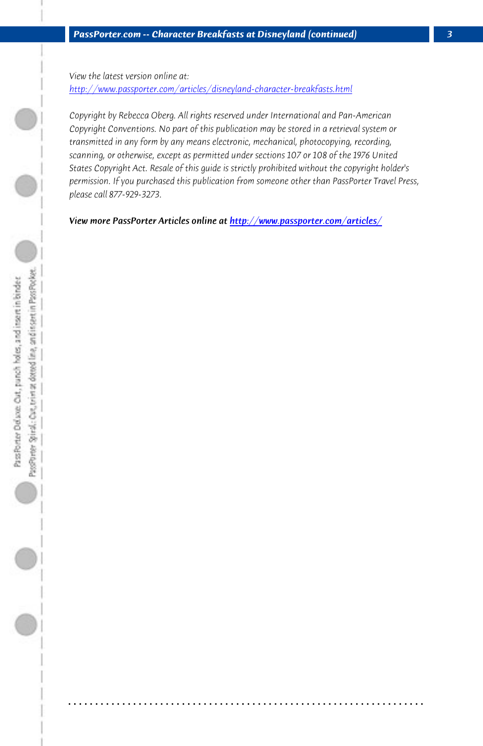*View the latest version online at:*
*http://www.passporter.com/articles/disneyland-character-breakfasts.html*

*Copyright by Rebecca Oberg. All rights reserved under International and Pan-American Copyright Conventions. No part of this publication may be stored in a retrieval system or transmitted in any form by any means electronic, mechanical, photocopying, recording, scanning, or otherwise, except as permitted under sections 107 or 108 of the 1976 United States Copyright Act. Resale of this guide is strictly prohibited without the copyright holder's permission. If you purchased this publication from someone other than PassPorter Travel Press, please call 877-929-3273.*

***View more PassPorter Articles online at http://www.passporter.com/articles/***